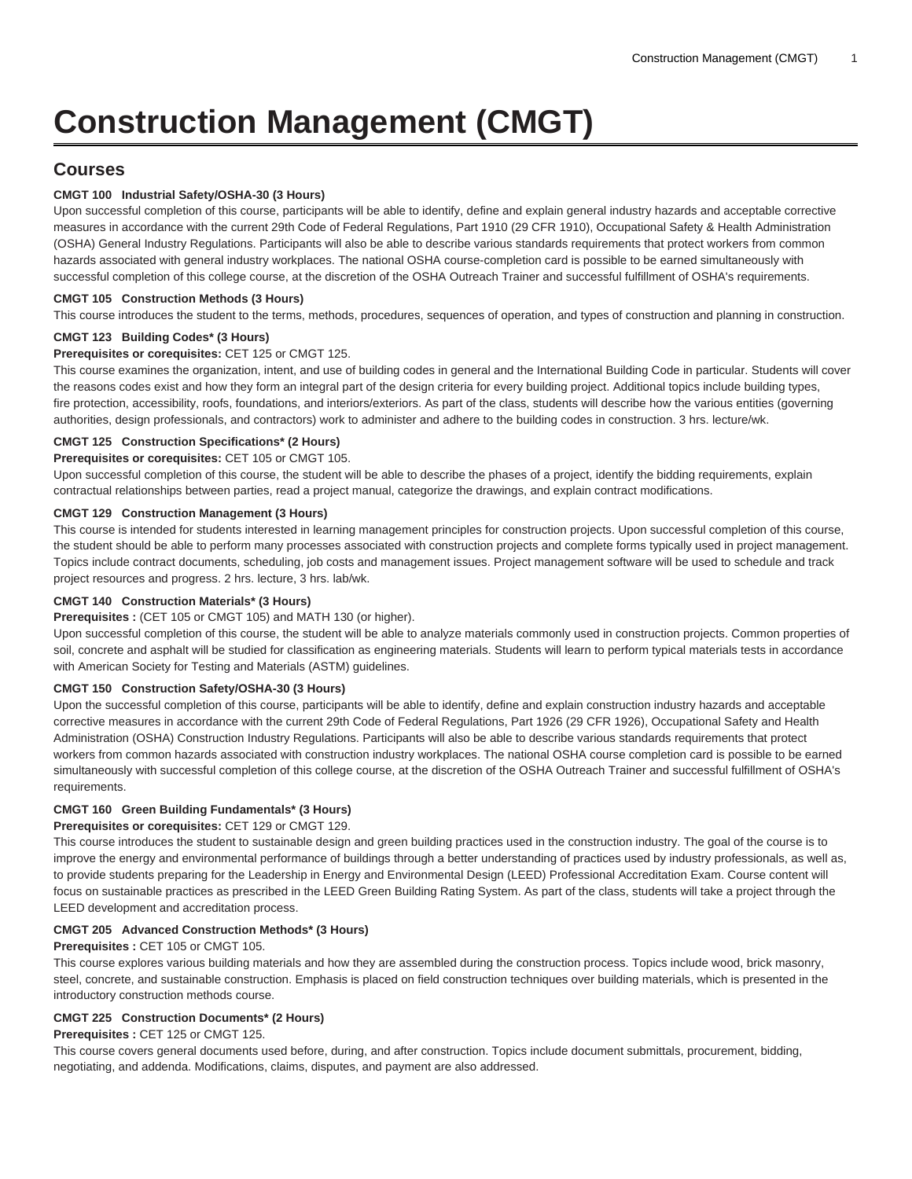# Construction Management (CMGT)

## Courses

**CMGT 100 Industrial Safety/OSHA-30 (3 Hours)**

Upon successful completion of this course, participants will be able to identify, define and explain general industry hazards and acceptable corrective measures in accordance with the current 29th Code of Federal Regulations, Part 1910 (29 CFR 1910), Occupational Safety & Health Administration (OSHA) General Industry Regulations. Participants will also be able to describe various standards requirements that protect workers from common hazards associated with general industry workplaces. The national OSHA course-completion card is possible to be earned simultaneously with successful completion of this college course, at the discretion of the OSHA Outreach Trainer and successful fulfillment of OSHA's requirements.

**CMGT 105 Construction Methods (3 Hours)**

This course introduces the student to the terms, methods, procedures, sequences of operation, and types of construction and planning in construction.

**CMGT 123 Building Codes* (3 Hours)**

**Prerequisites or corequisites:** CET 125 or CMGT 125.

This course examines the organization, intent, and use of building codes in general and the International Building Code in particular. Students will cover the reasons codes exist and how they form an integral part of the design criteria for every building project. Additional topics include building types, fire protection, accessibility, roofs, foundations, and interiors/exteriors. As part of the class, students will describe how the various entities (governing authorities, design professionals, and contractors) work to administer and adhere to the building codes in construction. 3 hrs. lecture/wk.

**CMGT 125 Construction Specifications* (2 Hours)**

**Prerequisites or corequisites:** CET 105 or CMGT 105.

Upon successful completion of this course, the student will be able to describe the phases of a project, identify the bidding requirements, explain contractual relationships between parties, read a project manual, categorize the drawings, and explain contract modifications.

**CMGT 129 Construction Management (3 Hours)**

This course is intended for students interested in learning management principles for construction projects. Upon successful completion of this course, the student should be able to perform many processes associated with construction projects and complete forms typically used in project management. Topics include contract documents, scheduling, job costs and management issues. Project management software will be used to schedule and track project resources and progress. 2 hrs. lecture, 3 hrs. lab/wk.

**CMGT 140 Construction Materials* (3 Hours)**

**Prerequisites :** (CET 105 or CMGT 105) and MATH 130 (or higher).

Upon successful completion of this course, the student will be able to analyze materials commonly used in construction projects. Common properties of soil, concrete and asphalt will be studied for classification as engineering materials. Students will learn to perform typical materials tests in accordance with American Society for Testing and Materials (ASTM) guidelines.

**CMGT 150 Construction Safety/OSHA-30 (3 Hours)**

Upon the successful completion of this course, participants will be able to identify, define and explain construction industry hazards and acceptable corrective measures in accordance with the current 29th Code of Federal Regulations, Part 1926 (29 CFR 1926), Occupational Safety and Health Administration (OSHA) Construction Industry Regulations. Participants will also be able to describe various standards requirements that protect workers from common hazards associated with construction industry workplaces. The national OSHA course completion card is possible to be earned simultaneously with successful completion of this college course, at the discretion of the OSHA Outreach Trainer and successful fulfillment of OSHA's requirements.

**CMGT 160 Green Building Fundamentals* (3 Hours)**

**Prerequisites or corequisites:** CET 129 or CMGT 129.

This course introduces the student to sustainable design and green building practices used in the construction industry. The goal of the course is to improve the energy and environmental performance of buildings through a better understanding of practices used by industry professionals, as well as, to provide students preparing for the Leadership in Energy and Environmental Design (LEED) Professional Accreditation Exam. Course content will focus on sustainable practices as prescribed in the LEED Green Building Rating System. As part of the class, students will take a project through the LEED development and accreditation process.

**CMGT 205 Advanced Construction Methods* (3 Hours)**

**Prerequisites :** CET 105 or CMGT 105.

This course explores various building materials and how they are assembled during the construction process. Topics include wood, brick masonry, steel, concrete, and sustainable construction. Emphasis is placed on field construction techniques over building materials, which is presented in the introductory construction methods course.

**CMGT 225 Construction Documents* (2 Hours)**

**Prerequisites :** CET 125 or CMGT 125.

This course covers general documents used before, during, and after construction. Topics include document submittals, procurement, bidding, negotiating, and addenda. Modifications, claims, disputes, and payment are also addressed.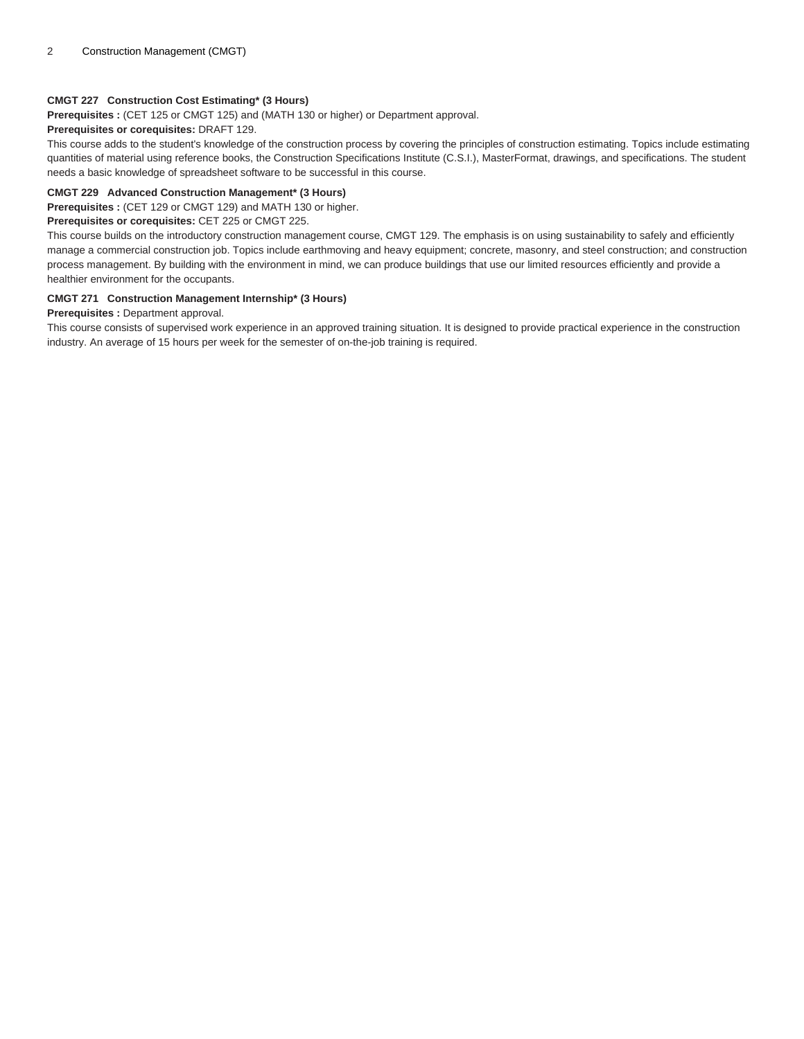**CMGT 227 Construction Cost Estimating* (3 Hours)**

**Prerequisites :** (CET 125 or CMGT 125) and (MATH 130 or higher) or Department approval.

**Prerequisites or corequisites:** DRAFT 129.

This course adds to the student's knowledge of the construction process by covering the principles of construction estimating. Topics include estimating quantities of material using reference books, the Construction Specifications Institute (C.S.I.), MasterFormat, drawings, and specifications. The student needs a basic knowledge of spreadsheet software to be successful in this course.

**CMGT 229 Advanced Construction Management* (3 Hours)**

**Prerequisites :** (CET 129 or CMGT 129) and MATH 130 or higher.

**Prerequisites or corequisites:** CET 225 or CMGT 225.

This course builds on the introductory construction management course, CMGT 129. The emphasis is on using sustainability to safely and efficiently manage a commercial construction job. Topics include earthmoving and heavy equipment; concrete, masonry, and steel construction; and construction process management. By building with the environment in mind, we can produce buildings that use our limited resources efficiently and provide a healthier environment for the occupants.

**CMGT 271 Construction Management Internship* (3 Hours)**

**Prerequisites :** Department approval.

This course consists of supervised work experience in an approved training situation. It is designed to provide practical experience in the construction industry. An average of 15 hours per week for the semester of on-the-job training is required.